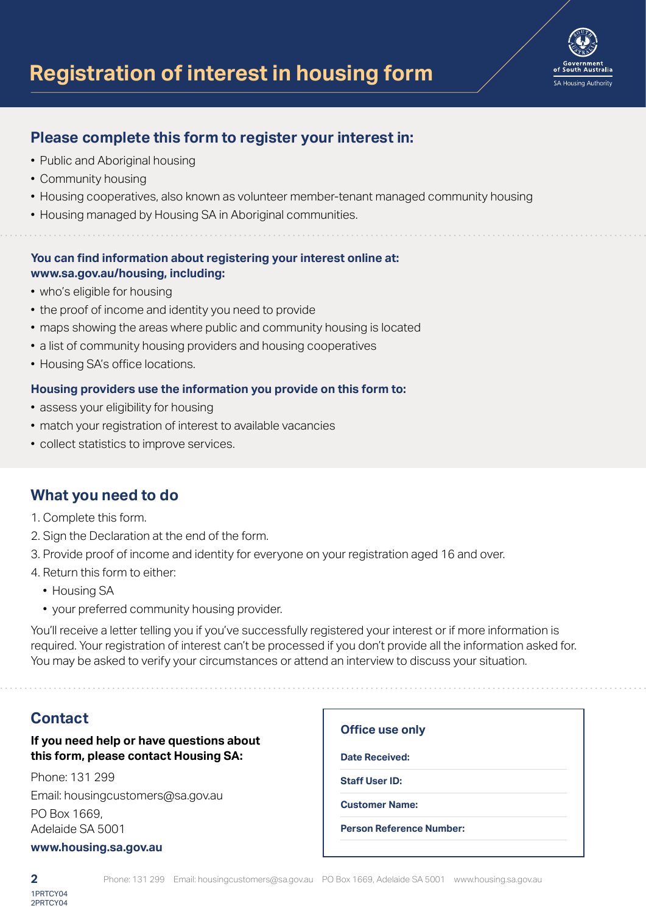# Registration of interest in housing form

## Please complete this form to register your interest in:

- Public and Aboriginal housing
- Community housing
- Housing cooperatives, also known as volunteer member-tenant managed community housing
- Housing managed by Housing SA in Aboriginal communities.

**You can find information about registering your interest online at: www.sa.gov.au/housing, including:**

- who's eligible for housing
- the proof of income and identity you need to provide
- maps showing the areas where public and community housing is located
- a list of community housing providers and housing cooperatives
- Housing SA's office locations.

**Housing providers use the information you provide on this form to:**

- assess your eligibility for housing
- match your registration of interest to available vacancies
- collect statistics to improve services.

## What you need to do

1. Complete this form.
2. Sign the Declaration at the end of the form.
3. Provide proof of income and identity for everyone on your registration aged 16 and over.
4. Return this form to either:
   - Housing SA
   - your preferred community housing provider.

You'll receive a letter telling you if you've successfully registered your interest or if more information is required. Your registration of interest can't be processed if you don't provide all the information asked for. You may be asked to verify your circumstances or attend an interview to discuss your situation.

## Contact

**If you need help or have questions about this form, please contact Housing SA:**

Phone: 131 299
Email: housingcustomers@sa.gov.au
PO Box 1669,
Adelaide SA 5001
**www.housing.sa.gov.au**

### Office use only

**Date Received:**

**Staff User ID:**

**Customer Name:**

**Person Reference Number:**

1PRTCY04
2PRTCY04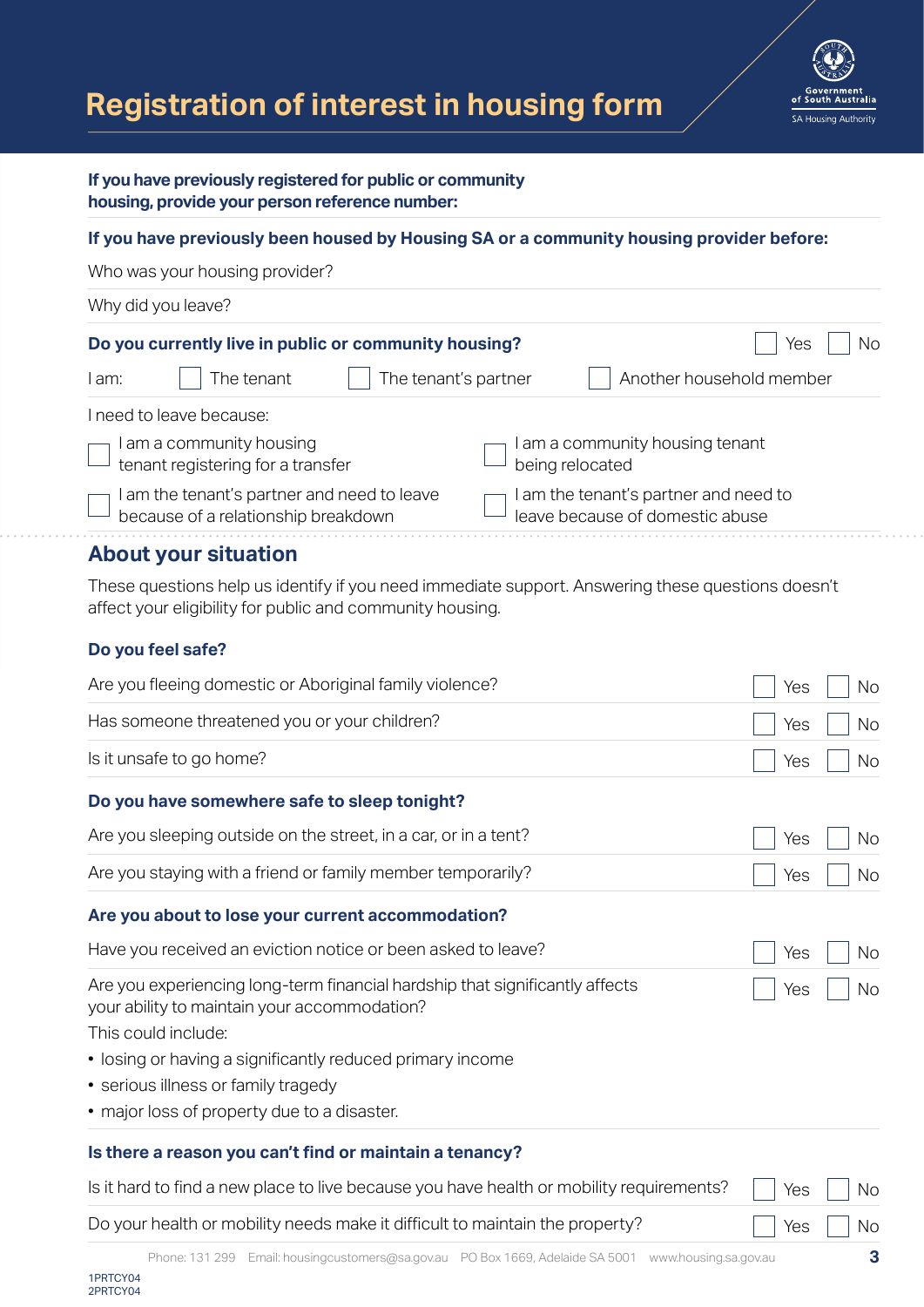# Registration of interest in housing form

Government of South Australia
SA Housing Authority

**If you have previously registered for public or community housing, provide your person reference number:**

**If you have previously been housed by Housing SA or a community housing provider before:**

Who was your housing provider?

Why did you leave?

**Do you currently live in public or community housing?** ☐ Yes ☐ No

I am: ☐ The tenant ☐ The tenant's partner ☐ Another household member

I need to leave because:

- ☐ I am a community housing tenant registering for a transfer
- ☐ I am a community housing tenant being relocated
- ☐ I am the tenant's partner and need to leave because of a relationship breakdown
- ☐ I am the tenant's partner and need to leave because of domestic abuse

## About your situation

These questions help us identify if you need immediate support. Answering these questions doesn't affect your eligibility for public and community housing.

### Do you feel safe?

| | | |
|---|---|---|
| Are you fleeing domestic or Aboriginal family violence? | ☐ Yes | ☐ No |
| Has someone threatened you or your children? | ☐ Yes | ☐ No |
| Is it unsafe to go home? | ☐ Yes | ☐ No |

### Do you have somewhere safe to sleep tonight?

| | | |
|---|---|---|
| Are you sleeping outside on the street, in a car, or in a tent? | ☐ Yes | ☐ No |
| Are you staying with a friend or family member temporarily? | ☐ Yes | ☐ No |

### Are you about to lose your current accommodation?

| | | |
|---|---|---|
| Have you received an eviction notice or been asked to leave? | ☐ Yes | ☐ No |
| Are you experiencing long-term financial hardship that significantly affects your ability to maintain your accommodation? | ☐ Yes | ☐ No |

This could include:

- losing or having a significantly reduced primary income
- serious illness or family tragedy
- major loss of property due to a disaster.

### Is there a reason you can't find or maintain a tenancy?

| | | |
|---|---|---|
| Is it hard to find a new place to live because you have health or mobility requirements? | ☐ Yes | ☐ No |
| Do your health or mobility needs make it difficult to maintain the property? | ☐ Yes | ☐ No |

Phone: 131 299 Email: housingcustomers@sa.gov.au PO Box 1669, Adelaide SA 5001 www.housing.sa.gov.au

1PRTCY04
2PRTCY04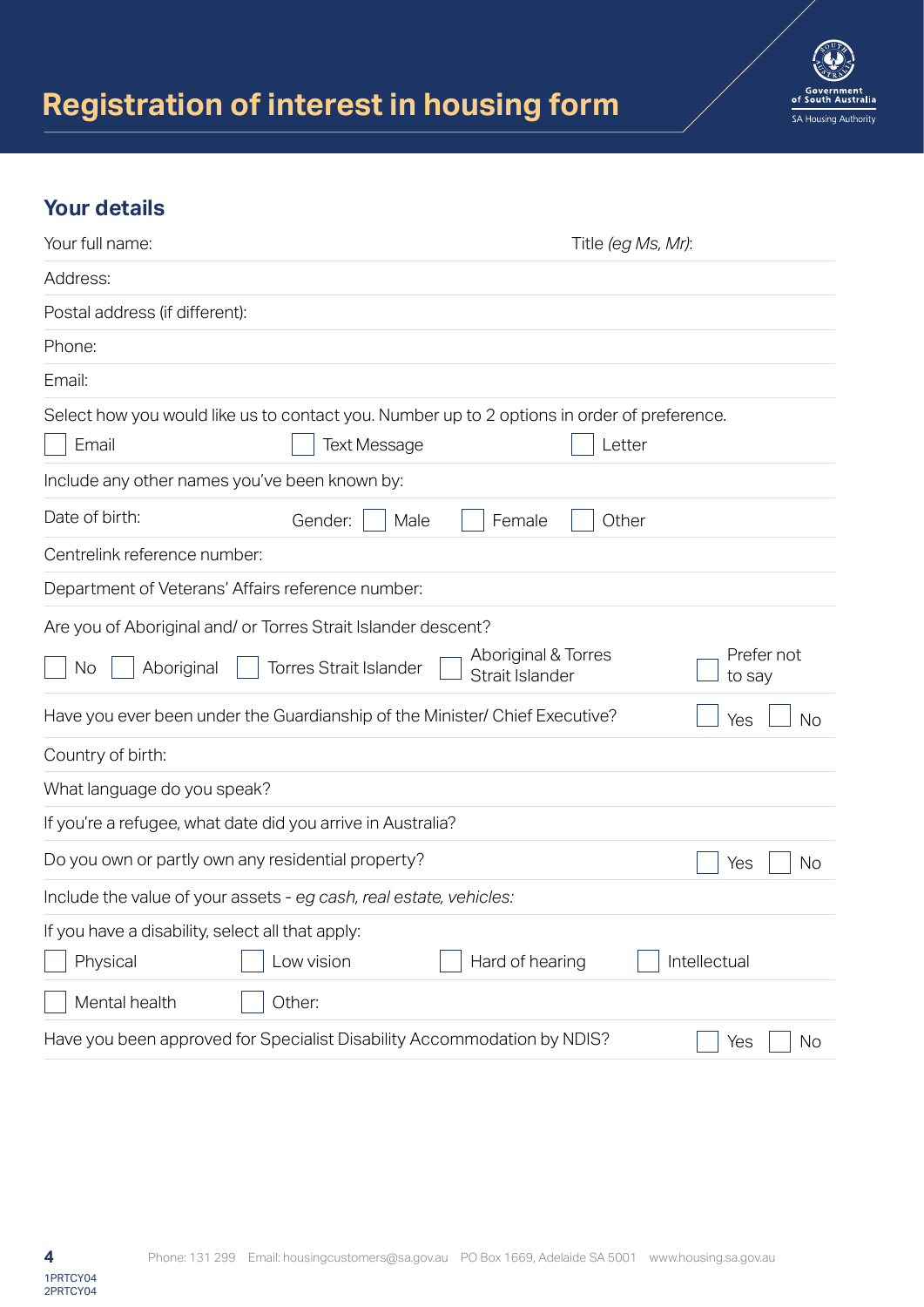# Registration of interest in housing form

## Your details

Your full name: Title *(eg Ms, Mr)*:

Address:

Postal address (if different):

Phone:

Email:

Select how you would like us to contact you. Number up to 2 options in order of preference.

☐ Email ☐ Text Message ☐ Letter

Include any other names you've been known by:

Date of birth: Gender: ☐ Male ☐ Female ☐ Other

Centrelink reference number:

Department of Veterans' Affairs reference number:

Are you of Aboriginal and/ or Torres Strait Islander descent?

☐ No ☐ Aboriginal ☐ Torres Strait Islander ☐ Aboriginal & Torres Strait Islander ☐ Prefer not to say

Have you ever been under the Guardianship of the Minister/ Chief Executive? ☐ Yes ☐ No

Country of birth:

What language do you speak?

If you're a refugee, what date did you arrive in Australia?

Do you own or partly own any residential property? ☐ Yes ☐ No

Include the value of your assets - *eg cash, real estate, vehicles:*

If you have a disability, select all that apply:

☐ Physical ☐ Low vision ☐ Hard of hearing ☐ Intellectual

☐ Mental health ☐ Other:

Have you been approved for Specialist Disability Accommodation by NDIS? ☐ Yes ☐ No

Phone: 131 299 Email: housingcustomers@sa.gov.au PO Box 1669, Adelaide SA 5001 www.housing.sa.gov.au

1PRTCY04
2PRTCY04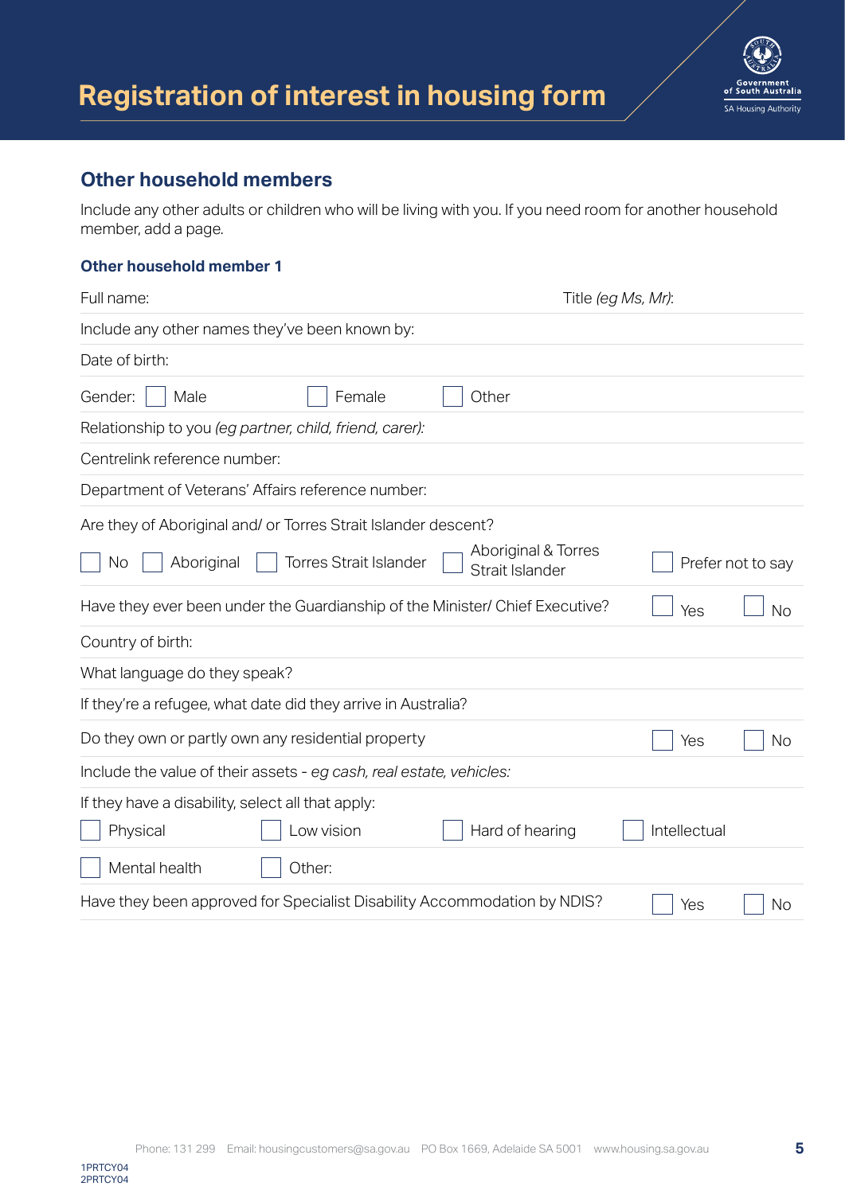# Registration of interest in housing form

## Other household members

Include any other adults or children who will be living with you. If you need room for another household member, add a page.

### Other household member 1

Full name: Title *(eg Ms, Mr)*:

Include any other names they've been known by:

Date of birth:

Gender: ☐ Male ☐ Female ☐ Other

Relationship to you *(eg partner, child, friend, carer):*

Centrelink reference number:

Department of Veterans' Affairs reference number:

Are they of Aboriginal and/ or Torres Strait Islander descent?

☐ No ☐ Aboriginal ☐ Torres Strait Islander ☐ Aboriginal & Torres Strait Islander ☐ Prefer not to say

Have they ever been under the Guardianship of the Minister/ Chief Executive? ☐ Yes ☐ No

Country of birth:

What language do they speak?

If they're a refugee, what date did they arrive in Australia?

Do they own or partly own any residential property ☐ Yes ☐ No

Include the value of their assets - *eg cash, real estate, vehicles:*

If they have a disability, select all that apply:

☐ Physical ☐ Low vision ☐ Hard of hearing ☐ Intellectual

☐ Mental health ☐ Other:

Have they been approved for Specialist Disability Accommodation by NDIS? ☐ Yes ☐ No

Phone: 131 299 Email: housingcustomers@sa.gov.au PO Box 1669, Adelaide SA 5001 www.housing.sa.gov.au

1PRTCY04
2PRTCY04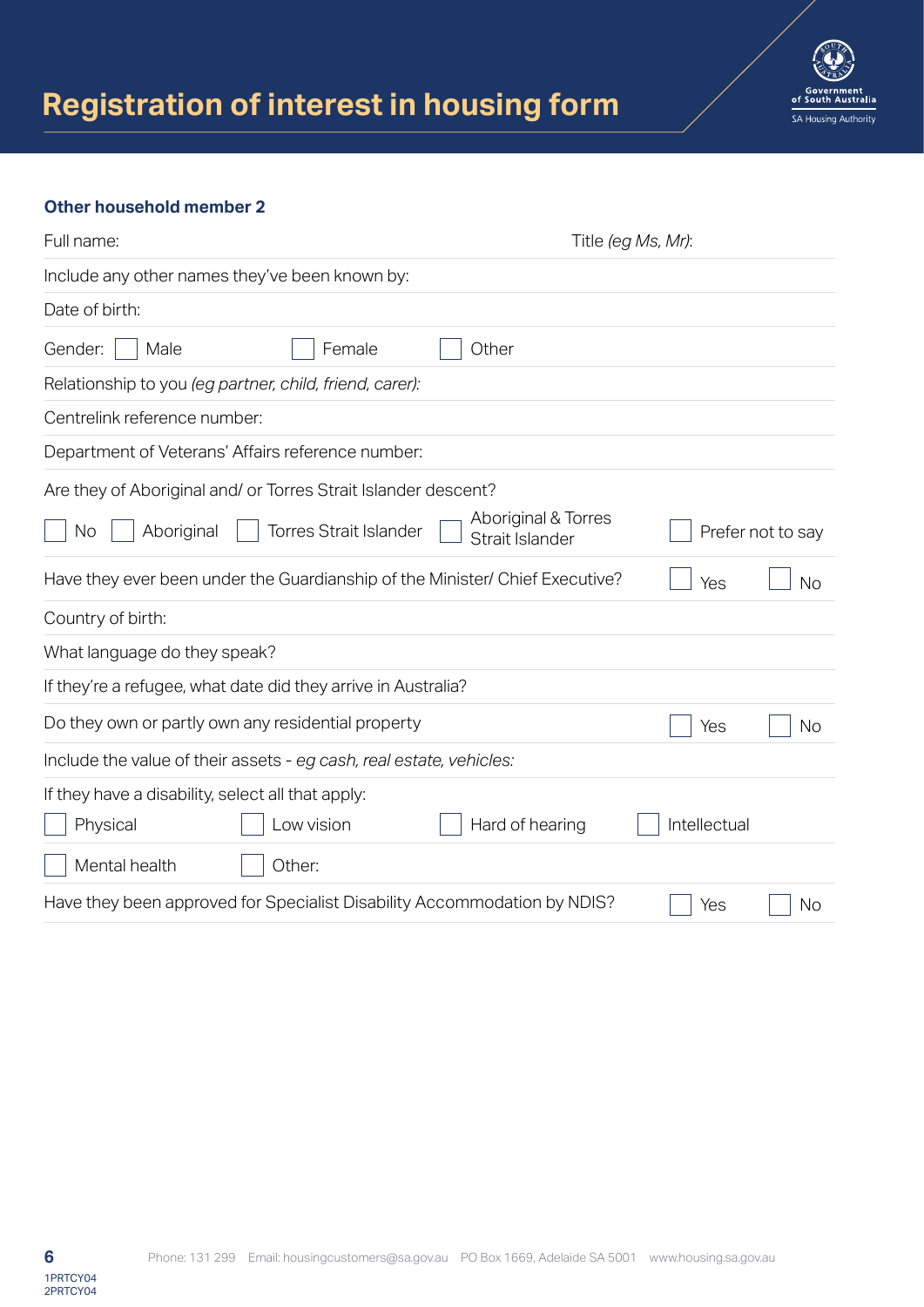# Registration of interest in housing form

### Other household member 2

Full name: Title *(eg Ms, Mr)*:

Include any other names they've been known by:

Date of birth:

Gender: ☐ Male ☐ Female ☐ Other

Relationship to you *(eg partner, child, friend, carer)*:

Centrelink reference number:

Department of Veterans' Affairs reference number:

Are they of Aboriginal and/ or Torres Strait Islander descent?

☐ No ☐ Aboriginal ☐ Torres Strait Islander ☐ Aboriginal & Torres Strait Islander ☐ Prefer not to say

Have they ever been under the Guardianship of the Minister/ Chief Executive? ☐ Yes ☐ No

Country of birth:

What language do they speak?

If they're a refugee, what date did they arrive in Australia?

Do they own or partly own any residential property ☐ Yes ☐ No

Include the value of their assets - *eg cash, real estate, vehicles:*

If they have a disability, select all that apply:

☐ Physical ☐ Low vision ☐ Hard of hearing ☐ Intellectual

☐ Mental health ☐ Other:

Have they been approved for Specialist Disability Accommodation by NDIS? ☐ Yes ☐ No

Phone: 131 299 Email: housingcustomers@sa.gov.au PO Box 1669, Adelaide SA 5001 www.housing.sa.gov.au

1PRTCY04
2PRTCY04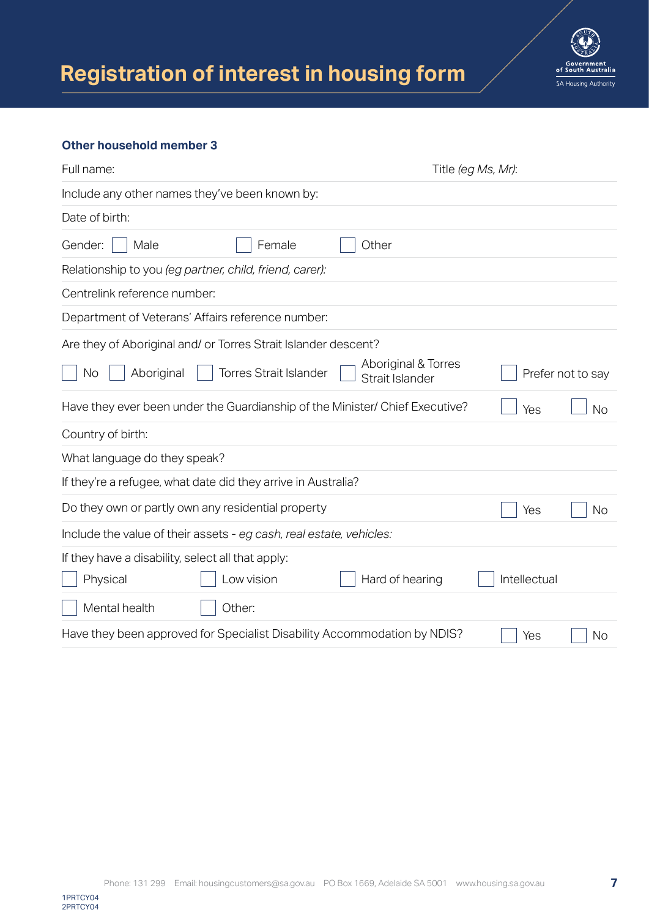# Registration of interest in housing form

### Other household member 3

Full name: Title *(eg Ms, Mr)*:

Include any other names they've been known by:

Date of birth:

Gender: ☐ Male ☐ Female ☐ Other

Relationship to you *(eg partner, child, friend, carer):*

Centrelink reference number:

Department of Veterans' Affairs reference number:

Are they of Aboriginal and/ or Torres Strait Islander descent?

☐ No ☐ Aboriginal ☐ Torres Strait Islander ☐ Aboriginal & Torres Strait Islander ☐ Prefer not to say

Have they ever been under the Guardianship of the Minister/ Chief Executive? ☐ Yes ☐ No

Country of birth:

What language do they speak?

If they're a refugee, what date did they arrive in Australia?

Do they own or partly own any residential property ☐ Yes ☐ No

Include the value of their assets - *eg cash, real estate, vehicles:*

If they have a disability, select all that apply:

☐ Physical ☐ Low vision ☐ Hard of hearing ☐ Intellectual

☐ Mental health ☐ Other:

Have they been approved for Specialist Disability Accommodation by NDIS? ☐ Yes ☐ No

Phone: 131 299 Email: housingcustomers@sa.gov.au PO Box 1669, Adelaide SA 5001 www.housing.sa.gov.au

1PRTCY04
2PRTCY04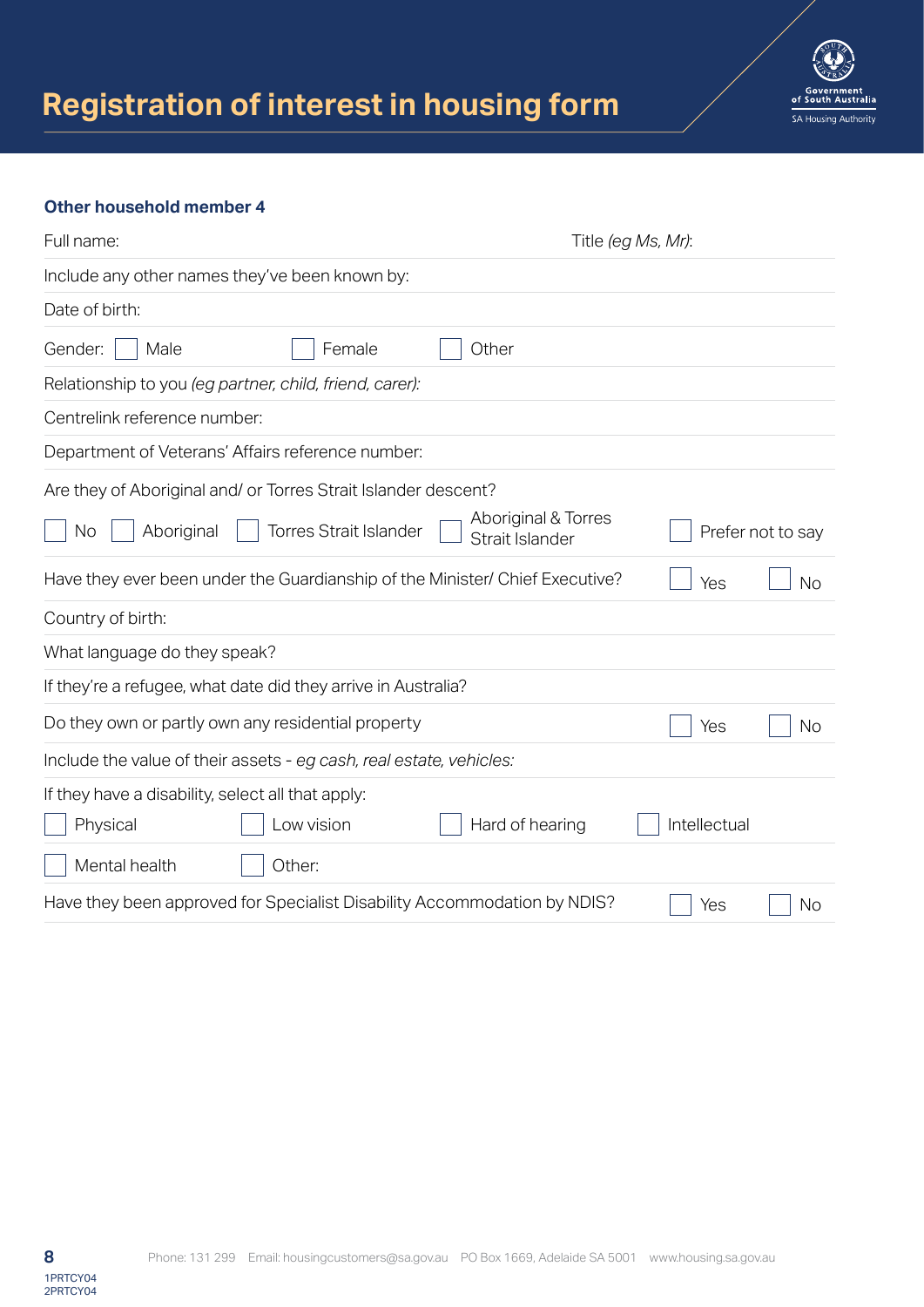# Registration of interest in housing form

### Other household member 4

Full name: Title *(eg Ms, Mr)*:

Include any other names they've been known by:

Date of birth:

Gender: ☐ Male ☐ Female ☐ Other

Relationship to you *(eg partner, child, friend, carer)*:

Centrelink reference number:

Department of Veterans' Affairs reference number:

Are they of Aboriginal and/ or Torres Strait Islander descent?

☐ No ☐ Aboriginal ☐ Torres Strait Islander ☐ Aboriginal & Torres Strait Islander ☐ Prefer not to say

Have they ever been under the Guardianship of the Minister/ Chief Executive? ☐ Yes ☐ No

Country of birth:

What language do they speak?

If they're a refugee, what date did they arrive in Australia?

Do they own or partly own any residential property ☐ Yes ☐ No

Include the value of their assets - *eg cash, real estate, vehicles:*

If they have a disability, select all that apply:

☐ Physical ☐ Low vision ☐ Hard of hearing ☐ Intellectual

☐ Mental health ☐ Other:

Have they been approved for Specialist Disability Accommodation by NDIS? ☐ Yes ☐ No

Phone: 131 299 Email: housingcustomers@sa.gov.au PO Box 1669, Adelaide SA 5001 www.housing.sa.gov.au

1PRTCY04
2PRTCY04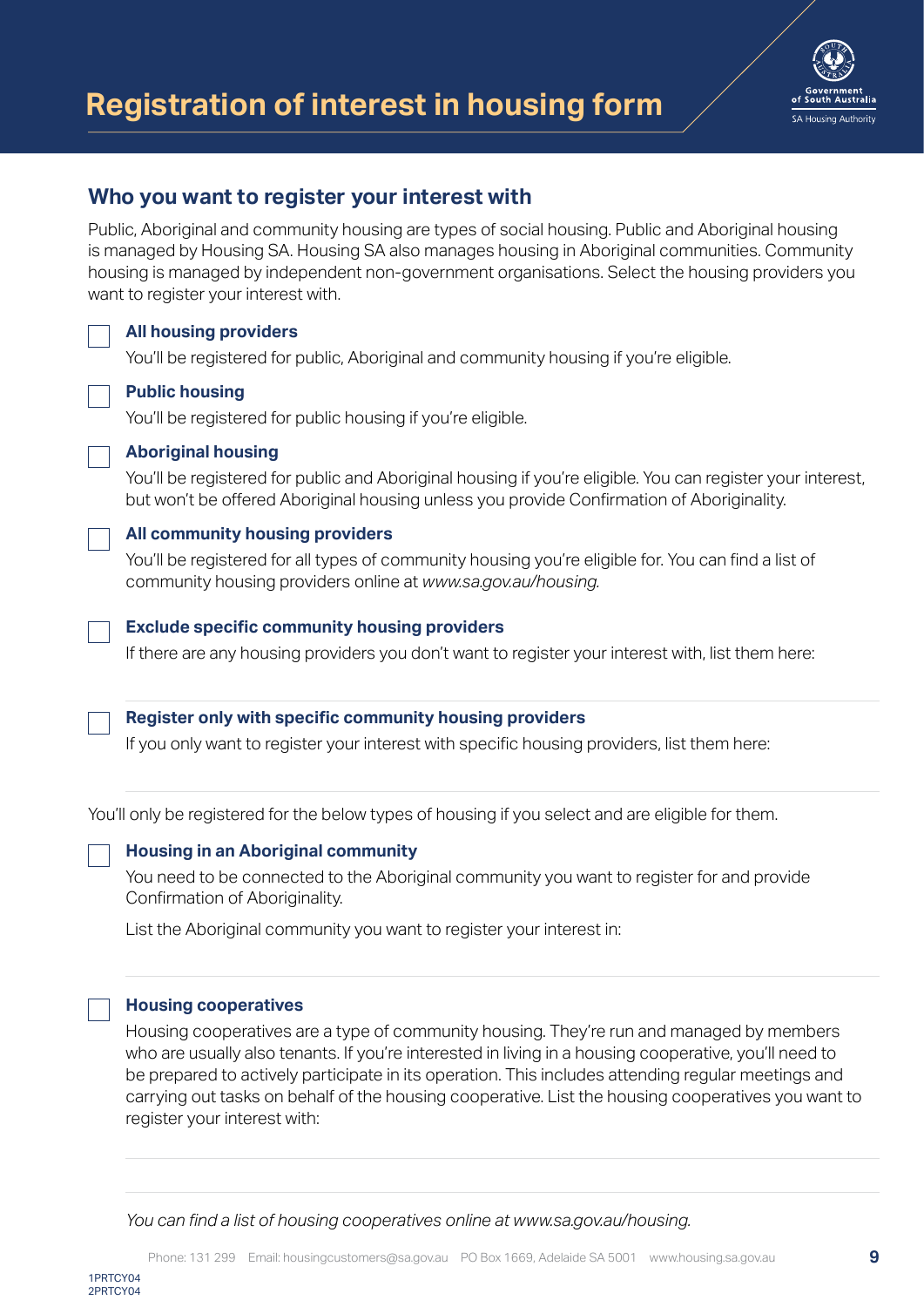# Registration of interest in housing form

## Who you want to register your interest with

Public, Aboriginal and community housing are types of social housing. Public and Aboriginal housing is managed by Housing SA. Housing SA also manages housing in Aboriginal communities. Community housing is managed by independent non-government organisations. Select the housing providers you want to register your interest with.

☐ **All housing providers**

You'll be registered for public, Aboriginal and community housing if you're eligible.

☐ **Public housing**

You'll be registered for public housing if you're eligible.

☐ **Aboriginal housing**

You'll be registered for public and Aboriginal housing if you're eligible. You can register your interest, but won't be offered Aboriginal housing unless you provide Confirmation of Aboriginality.

☐ **All community housing providers**

You'll be registered for all types of community housing you're eligible for. You can find a list of community housing providers online at *www.sa.gov.au/housing.*

☐ **Exclude specific community housing providers**

If there are any housing providers you don't want to register your interest with, list them here:

☐ **Register only with specific community housing providers**

If you only want to register your interest with specific housing providers, list them here:

You'll only be registered for the below types of housing if you select and are eligible for them.

☐ **Housing in an Aboriginal community**

You need to be connected to the Aboriginal community you want to register for and provide Confirmation of Aboriginality.

List the Aboriginal community you want to register your interest in:

☐ **Housing cooperatives**

Housing cooperatives are a type of community housing. They're run and managed by members who are usually also tenants. If you're interested in living in a housing cooperative, you'll need to be prepared to actively participate in its operation. This includes attending regular meetings and carrying out tasks on behalf of the housing cooperative. List the housing cooperatives you want to register your interest with:

*You can find a list of housing cooperatives online at www.sa.gov.au/housing.*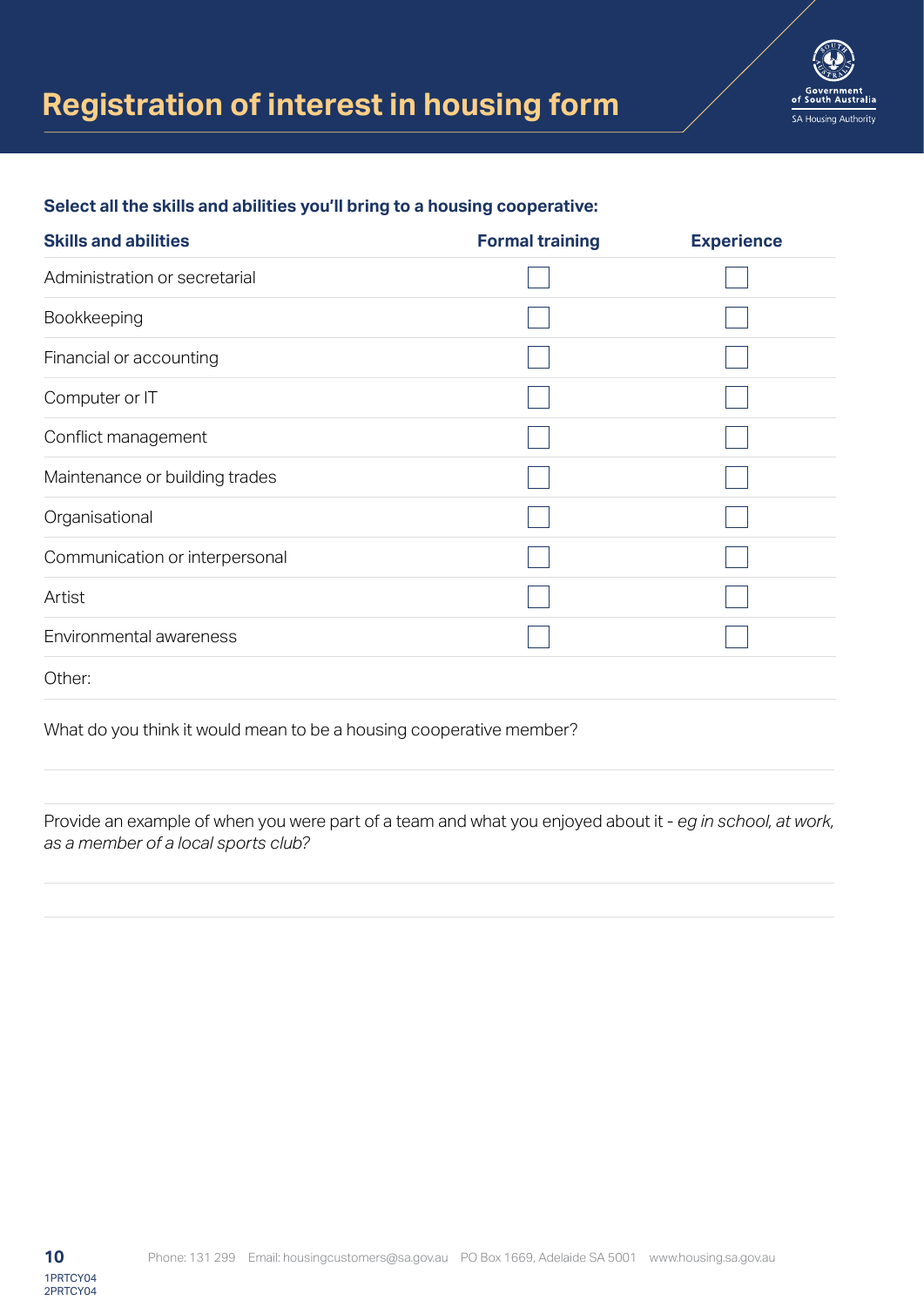# Registration of interest in housing form

**Select all the skills and abilities you'll bring to a housing cooperative:**

| Skills and abilities | Formal training | Experience |
|---|---|---|
| Administration or secretarial | ☐ | ☐ |
| Bookkeeping | ☐ | ☐ |
| Financial or accounting | ☐ | ☐ |
| Computer or IT | ☐ | ☐ |
| Conflict management | ☐ | ☐ |
| Maintenance or building trades | ☐ | ☐ |
| Organisational | ☐ | ☐ |
| Communication or interpersonal | ☐ | ☐ |
| Artist | ☐ | ☐ |
| Environmental awareness | ☐ | ☐ |
| Other: | | |

What do you think it would mean to be a housing cooperative member?

Provide an example of when you were part of a team and what you enjoyed about it - *eg in school, at work, as a member of a local sports club?*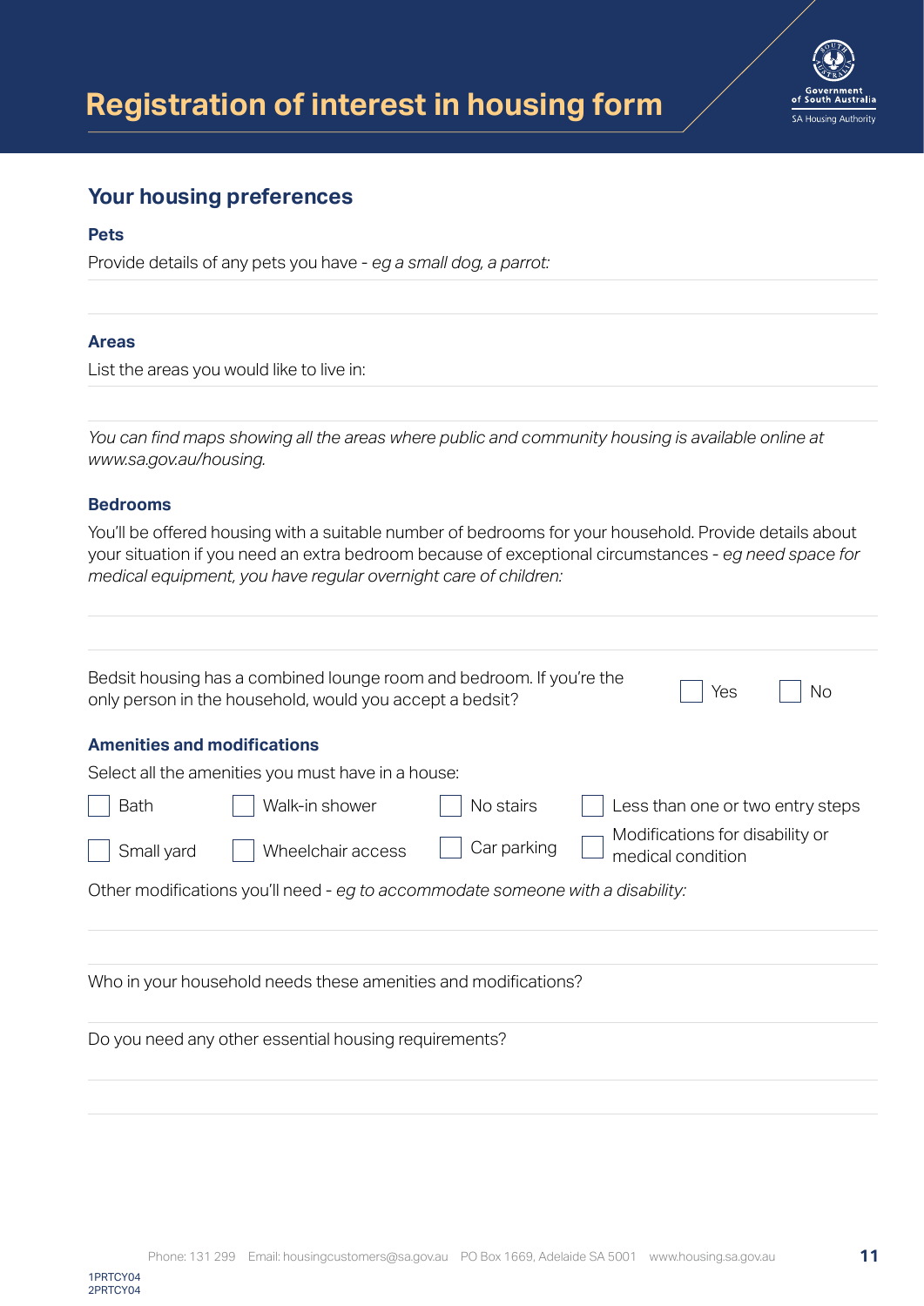# Registration of interest in housing form

## Your housing preferences

### Pets

Provide details of any pets you have - *eg a small dog, a parrot:*

### Areas

List the areas you would like to live in:

*You can find maps showing all the areas where public and community housing is available online at www.sa.gov.au/housing.*

### Bedrooms

You'll be offered housing with a suitable number of bedrooms for your household. Provide details about your situation if you need an extra bedroom because of exceptional circumstances - *eg need space for medical equipment, you have regular overnight care of children:*

Bedsit housing has a combined lounge room and bedroom. If you're the only person in the household, would you accept a bedsit? ☐ Yes ☐ No

### Amenities and modifications

Select all the amenities you must have in a house:

☐ Bath ☐ Walk-in shower ☐ No stairs ☐ Less than one or two entry steps

☐ Small yard ☐ Wheelchair access ☐ Car parking ☐ Modifications for disability or medical condition

Other modifications you'll need - *eg to accommodate someone with a disability:*

Who in your household needs these amenities and modifications?

Do you need any other essential housing requirements?

1PRTCY04
2PRTCY04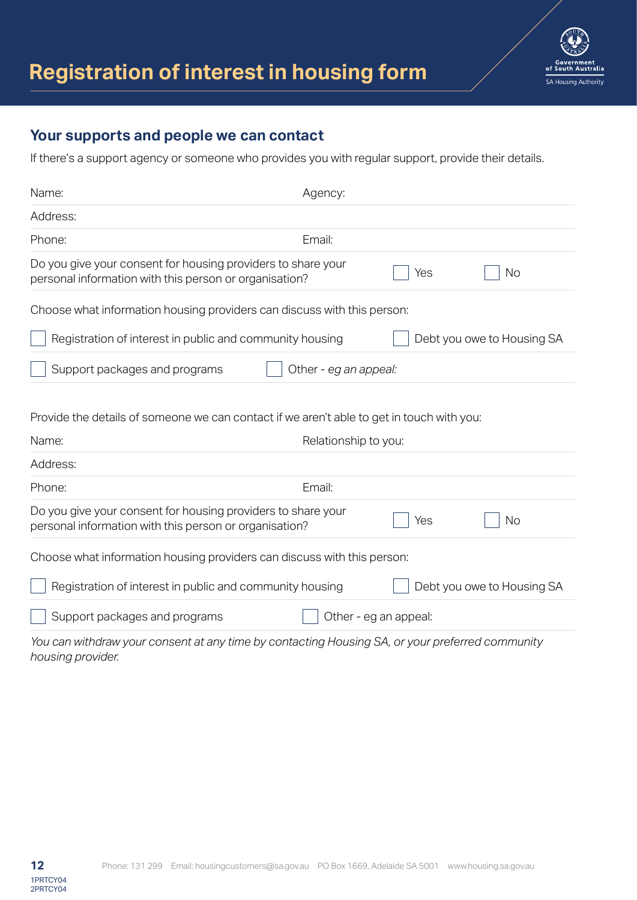# Registration of interest in housing form

## Your supports and people we can contact

If there's a support agency or someone who provides you with regular support, provide their details.

Name: Agency:

Address:

Phone: Email:

Do you give your consent for housing providers to share your personal information with this person or organisation? ☐ Yes ☐ No

Choose what information housing providers can discuss with this person:

☐ Registration of interest in public and community housing ☐ Debt you owe to Housing SA

☐ Support packages and programs ☐ Other - *eg an appeal:*

Provide the details of someone we can contact if we aren't able to get in touch with you:

Name: Relationship to you:

Address:

Phone: Email:

Do you give your consent for housing providers to share your personal information with this person or organisation? ☐ Yes ☐ No

Choose what information housing providers can discuss with this person:

☐ Registration of interest in public and community housing ☐ Debt you owe to Housing SA

☐ Support packages and programs ☐ Other - eg an appeal:

*You can withdraw your consent at any time by contacting Housing SA, or your preferred community housing provider.*

Phone: 131 299 Email: housingcustomers@sa.gov.au PO Box 1669, Adelaide SA 5001 www.housing.sa.gov.au

1PRTCY04
2PRTCY04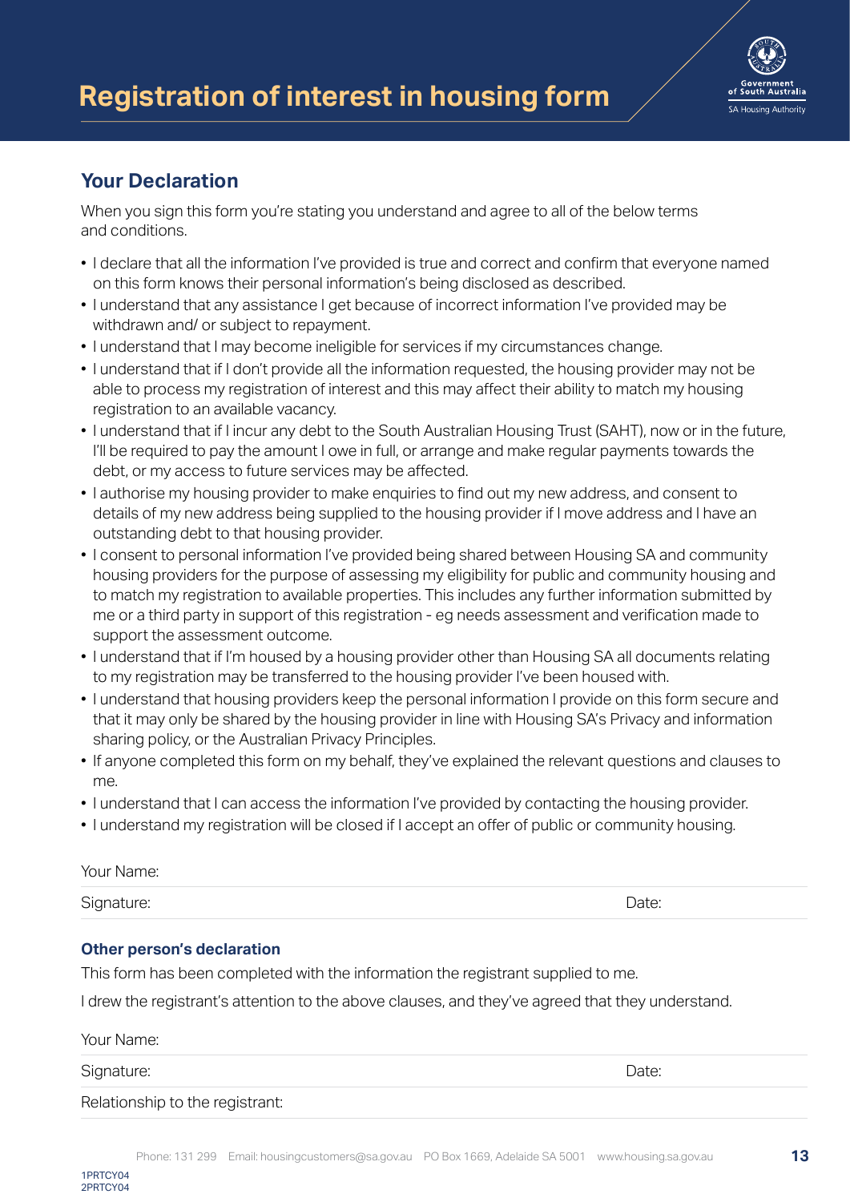# Registration of interest in housing form

## Your Declaration

When you sign this form you're stating you understand and agree to all of the below terms and conditions.

- I declare that all the information I've provided is true and correct and confirm that everyone named on this form knows their personal information's being disclosed as described.
- I understand that any assistance I get because of incorrect information I've provided may be withdrawn and/ or subject to repayment.
- I understand that I may become ineligible for services if my circumstances change.
- I understand that if I don't provide all the information requested, the housing provider may not be able to process my registration of interest and this may affect their ability to match my housing registration to an available vacancy.
- I understand that if I incur any debt to the South Australian Housing Trust (SAHT), now or in the future, I'll be required to pay the amount I owe in full, or arrange and make regular payments towards the debt, or my access to future services may be affected.
- I authorise my housing provider to make enquiries to find out my new address, and consent to details of my new address being supplied to the housing provider if I move address and I have an outstanding debt to that housing provider.
- I consent to personal information I've provided being shared between Housing SA and community housing providers for the purpose of assessing my eligibility for public and community housing and to match my registration to available properties. This includes any further information submitted by me or a third party in support of this registration - eg needs assessment and verification made to support the assessment outcome.
- I understand that if I'm housed by a housing provider other than Housing SA all documents relating to my registration may be transferred to the housing provider I've been housed with.
- I understand that housing providers keep the personal information I provide on this form secure and that it may only be shared by the housing provider in line with Housing SA's Privacy and information sharing policy, or the Australian Privacy Principles.
- If anyone completed this form on my behalf, they've explained the relevant questions and clauses to me.
- I understand that I can access the information I've provided by contacting the housing provider.
- I understand my registration will be closed if I accept an offer of public or community housing.

Your Name:

Signature: Date:

### Other person's declaration

This form has been completed with the information the registrant supplied to me.

I drew the registrant's attention to the above clauses, and they've agreed that they understand.

Your Name:

Signature: Date:

Relationship to the registrant:

Phone: 131 299 Email: housingcustomers@sa.gov.au PO Box 1669, Adelaide SA 5001 www.housing.sa.gov.au

1PRTCY04
2PRTCY04